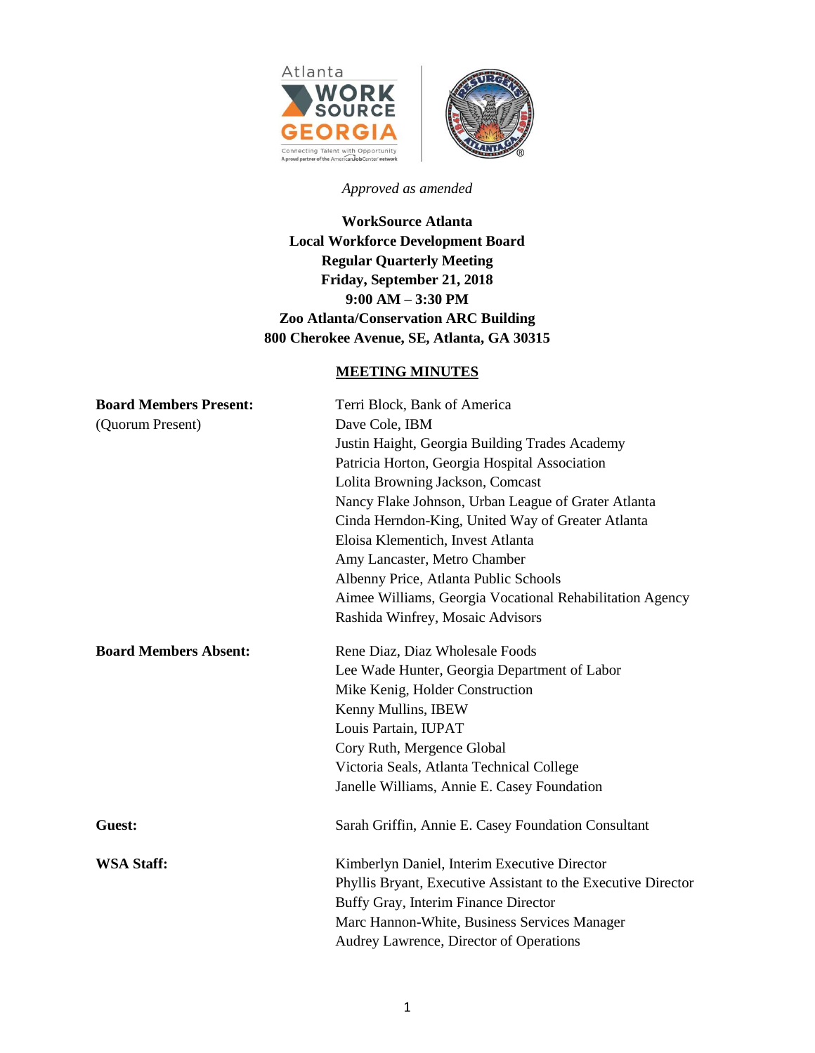*Approved as amended*

**WorkSource Atlanta**
**Local Workforce Development Board**
**Regular Quarterly Meeting**
**Friday, September 21, 2018**
**9:00 AM – 3:30 PM**
**Zoo Atlanta/Conservation ARC Building**
**800 Cherokee Avenue, SE, Atlanta, GA 30315**

**MEETING MINUTES**

**Board Members Present:**
(Quorum Present)

- Terri Block, Bank of America
- Dave Cole, IBM
- Justin Haight, Georgia Building Trades Academy
- Patricia Horton, Georgia Hospital Association
- Lolita Browning Jackson, Comcast
- Nancy Flake Johnson, Urban League of Grater Atlanta
- Cinda Herndon-King, United Way of Greater Atlanta
- Eloisa Klementich, Invest Atlanta
- Amy Lancaster, Metro Chamber
- Albenny Price, Atlanta Public Schools
- Aimee Williams, Georgia Vocational Rehabilitation Agency
- Rashida Winfrey, Mosaic Advisors

**Board Members Absent:**

- Rene Diaz, Diaz Wholesale Foods
- Lee Wade Hunter, Georgia Department of Labor
- Mike Kenig, Holder Construction
- Kenny Mullins, IBEW
- Louis Partain, IUPAT
- Cory Ruth, Mergence Global
- Victoria Seals, Atlanta Technical College
- Janelle Williams, Annie E. Casey Foundation

**Guest:**

- Sarah Griffin, Annie E. Casey Foundation Consultant

**WSA Staff:**

- Kimberlyn Daniel, Interim Executive Director
- Phyllis Bryant, Executive Assistant to the Executive Director
- Buffy Gray, Interim Finance Director
- Marc Hannon-White, Business Services Manager
- Audrey Lawrence, Director of Operations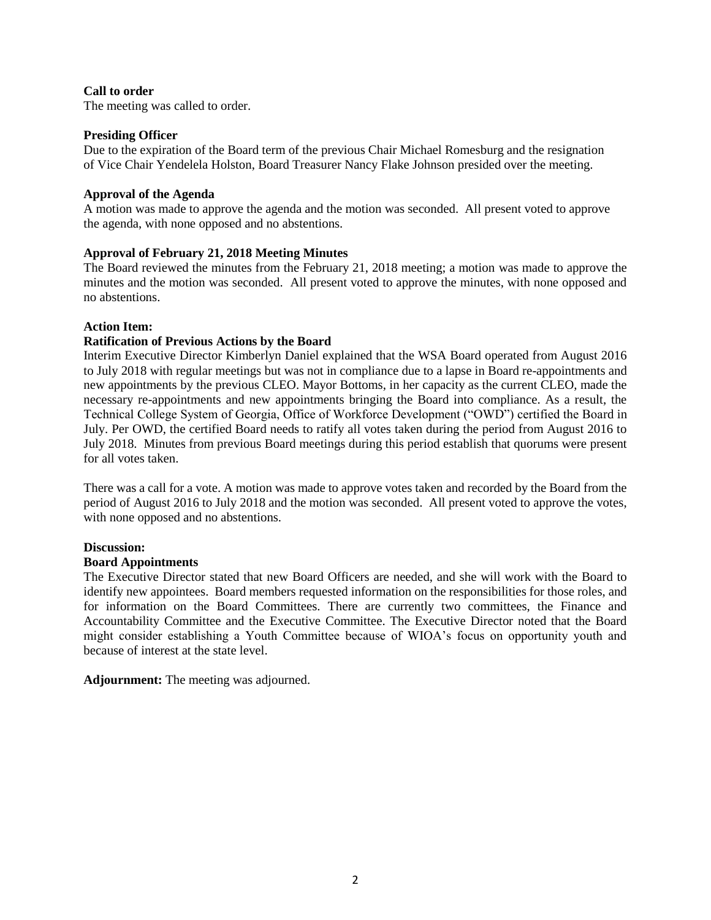**Call to order**
The meeting was called to order.

**Presiding Officer**
Due to the expiration of the Board term of the previous Chair Michael Romesburg and the resignation of Vice Chair Yendelela Holston, Board Treasurer Nancy Flake Johnson presided over the meeting.

**Approval of the Agenda**
A motion was made to approve the agenda and the motion was seconded. All present voted to approve the agenda, with none opposed and no abstentions.

**Approval of February 21, 2018 Meeting Minutes**
The Board reviewed the minutes from the February 21, 2018 meeting; a motion was made to approve the minutes and the motion was seconded. All present voted to approve the minutes, with none opposed and no abstentions.

**Action Item:**
**Ratification of Previous Actions by the Board**
Interim Executive Director Kimberlyn Daniel explained that the WSA Board operated from August 2016 to July 2018 with regular meetings but was not in compliance due to a lapse in Board re-appointments and new appointments by the previous CLEO. Mayor Bottoms, in her capacity as the current CLEO, made the necessary re-appointments and new appointments bringing the Board into compliance. As a result, the Technical College System of Georgia, Office of Workforce Development ("OWD") certified the Board in July. Per OWD, the certified Board needs to ratify all votes taken during the period from August 2016 to July 2018. Minutes from previous Board meetings during this period establish that quorums were present for all votes taken.

There was a call for a vote. A motion was made to approve votes taken and recorded by the Board from the period of August 2016 to July 2018 and the motion was seconded. All present voted to approve the votes, with none opposed and no abstentions.

**Discussion:**
**Board Appointments**
The Executive Director stated that new Board Officers are needed, and she will work with the Board to identify new appointees. Board members requested information on the responsibilities for those roles, and for information on the Board Committees. There are currently two committees, the Finance and Accountability Committee and the Executive Committee. The Executive Director noted that the Board might consider establishing a Youth Committee because of WIOA's focus on opportunity youth and because of interest at the state level.

**Adjournment:** The meeting was adjourned.